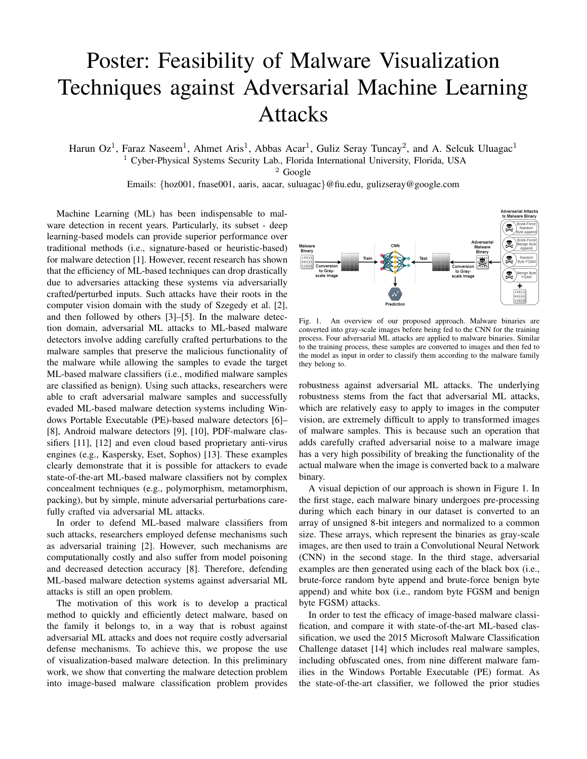# Poster: Feasibility of Malware Visualization Techniques against Adversarial Machine Learning Attacks

Harun Oz[1], Faraz Naseem[1], Ahmet Aris[1], Abbas Acar[1], Guliz Seray Tuncay[2], and A. Selcuk Uluagac[1]

[1] Cyber-Physical Systems Security Lab., Florida International University, Florida, USA

[2] Google

Emails: {hoz001, fnase001, aaris, aacar, suluagac}@fiu.edu, gulizseray@google.com

Machine Learning (ML) has been indispensable to malware detection in recent years. Particularly, its subset - deep learning-based models can provide superior performance over traditional methods (i.e., signature-based or heuristic-based) for malware detection [1]. However, recent research has shown that the efficiency of ML-based techniques can drop drastically due to adversaries attacking these systems via adversarially crafted/perturbed inputs. Such attacks have their roots in the computer vision domain with the study of Szegedy et al. [2], and then followed by others [3]–[5]. In the malware detection domain, adversarial ML attacks to ML-based malware detectors involve adding carefully crafted perturbations to the malware samples that preserve the malicious functionality of the malware while allowing the samples to evade the target ML-based malware classifiers (i.e., modified malware samples are classified as benign). Using such attacks, researchers were able to craft adversarial malware samples and successfully evaded ML-based malware detection systems including Windows Portable Executable (PE)-based malware detectors [6]–[8], Android malware detectors [9], [10], PDF-malware classifiers [11], [12] and even cloud based proprietary anti-virus engines (e.g., Kaspersky, Eset, Sophos) [13]. These examples clearly demonstrate that it is possible for attackers to evade state-of-the-art ML-based malware classifiers not by complex concealment techniques (e.g., polymorphism, metamorphism, packing), but by simple, minute adversarial perturbations carefully crafted via adversarial ML attacks.

In order to defend ML-based malware classifiers from such attacks, researchers employed defense mechanisms such as adversarial training [2]. However, such mechanisms are computationally costly and also suffer from model poisoning and decreased detection accuracy [8]. Therefore, defending ML-based malware detection systems against adversarial ML attacks is still an open problem.

The motivation of this work is to develop a practical method to quickly and efficiently detect malware, based on the family it belongs to, in a way that is robust against adversarial ML attacks and does not require costly adversarial defense mechanisms. To achieve this, we propose the use of visualization-based malware detection. In this preliminary work, we show that converting the malware detection problem into image-based malware classification problem provides robustness against adversarial ML attacks. The underlying robustness stems from the fact that adversarial ML attacks, which are relatively easy to apply to images in the computer vision, are extremely difficult to apply to transformed images of malware samples. This is because such an operation that adds carefully crafted adversarial noise to a malware image has a very high possibility of breaking the functionality of the actual malware when the image is converted back to a malware binary.

Fig. 1. An overview of our proposed approach. Malware binaries are converted into gray-scale images before being fed to the CNN for the training process. Four adversarial ML attacks are applied to malware binaries. Similar to the training process, these samples are converted to images and then fed to the model as input in order to classify them according to the malware family they belong to.

A visual depiction of our approach is shown in Figure 1. In the first stage, each malware binary undergoes pre-processing during which each binary in our dataset is converted to an array of unsigned 8-bit integers and normalized to a common size. These arrays, which represent the binaries as gray-scale images, are then used to train a Convolutional Neural Network (CNN) in the second stage. In the third stage, adversarial examples are then generated using each of the black box (i.e., brute-force random byte append and brute-force benign byte append) and white box (i.e., random byte FGSM and benign byte FGSM) attacks.

In order to test the efficacy of image-based malware classification, and compare it with state-of-the-art ML-based classification, we used the 2015 Microsoft Malware Classification Challenge dataset [14] which includes real malware samples, including obfuscated ones, from nine different malware families in the Windows Portable Executable (PE) format. As the state-of-the-art classifier, we followed the prior studies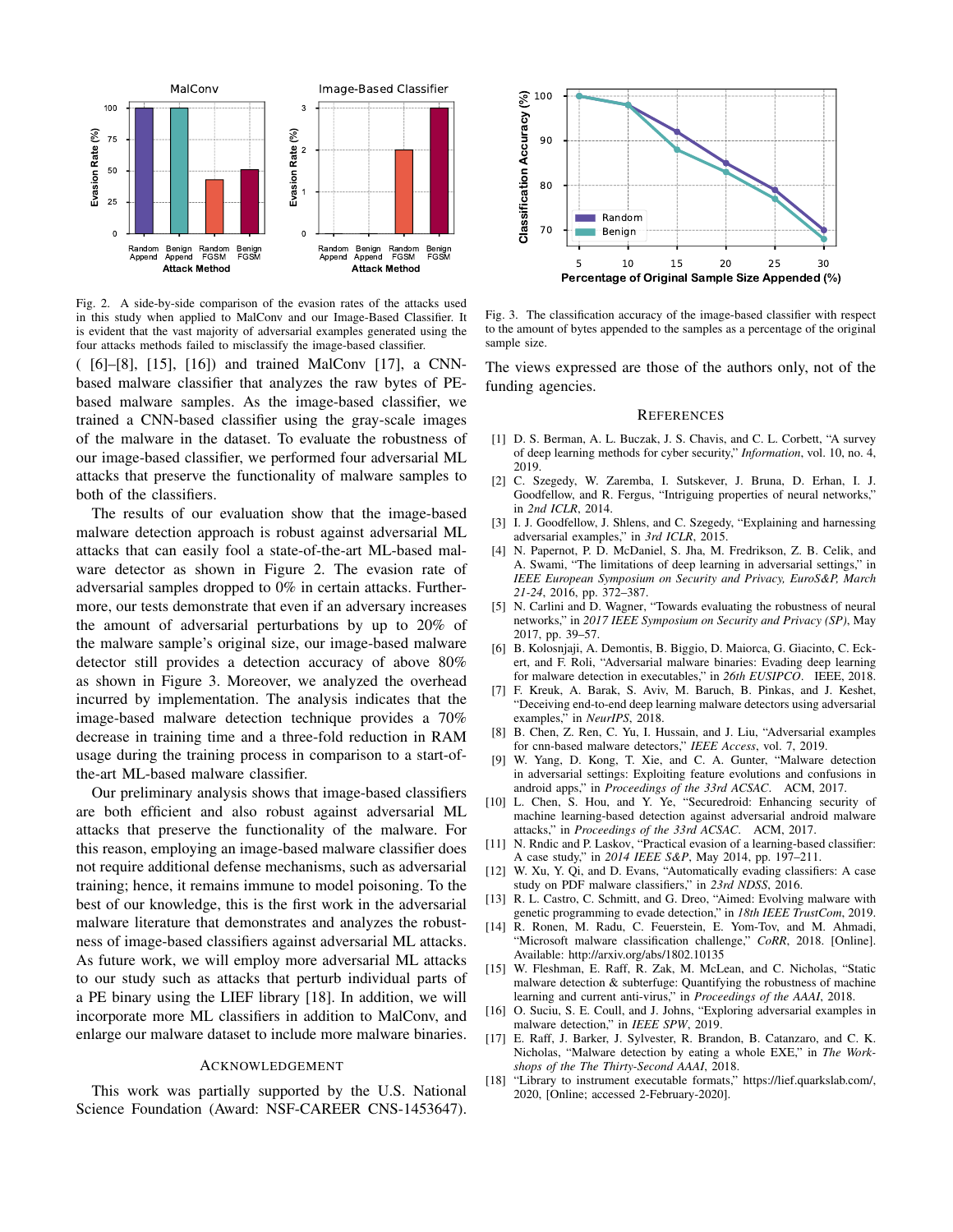MalConv

Evasion Rate (%)

100
75
50
25
0

Random Append
Benign Append
Random FGSM
Benign FGSM

Attack Method

Image-Based Classifier

Evasion Rate (%)

3
2
1
0

Random Append
Benign Append
Random FGSM
Benign FGSM

Attack Method

Fig. 2. A side-by-side comparison of the evasion rates of the attacks used in this study when applied to MalConv and our Image-Based Classifier. It is evident that the vast majority of adversarial examples generated using the four attacks methods failed to misclassify the image-based classifier.

Classification Accuracy (%)

100
90
80
70

Random
Benign

5 10 15 20 25 30

Percentage of Original Sample Size Appended (%)

Fig. 3. The classification accuracy of the image-based classifier with respect to the number of bytes appended to the samples as a percentage of the original sample size.

( [6]–[8], [15], [16]) and trained MalConv [17], a CNN-based malware classifier that analyzes the raw bytes of PE-based malware samples. As the image-based classifier, we trained a CNN-based classifier using the gray-scale images of the malware in the dataset. To evaluate the robustness of our image-based classifier, we performed four adversarial ML attacks that preserve the functionality of malware samples to both of the classifiers.

The results of our evaluation show that the image-based malware detection approach is robust against adversarial ML attacks that can easily fool a state-of-the-art ML-based malware detector as shown in Figure 2. The evasion rate of adversarial samples dropped to 0% in certain attacks. Furthermore, our tests demonstrate that even if an adversary increases the amount of adversarial perturbations by up to 20% of the malware sample's original size, our image-based malware detector still provides a detection accuracy of above 80% as shown in Figure 3. Moreover, we analyzed the overhead incurred by implementation. The analysis indicates that the image-based malware detection technique provides a 70% decrease in training time and a three-fold reduction in RAM usage during the training process in comparison to a start-of-the-art ML-based malware classifier.

Our preliminary analysis shows that image-based classifiers are both efficient and also robust against adversarial ML attacks that preserve the functionality of the malware. For this reason, employing an image-based malware classifier does not require additional defense mechanisms, such as adversarial training; hence, it remains immune to model poisoning. To the best of our knowledge, this is the first work in the adversarial malware literature that demonstrates and analyzes the robustness of image-based classifiers against adversarial ML attacks. As future work, we will employ more adversarial ML attacks to our study such as attacks that perturb individual parts of a PE binary using the LIEF library [18]. In addition, we will incorporate more ML classifiers in addition to MalConv, and enlarge our malware dataset to include more malware binaries.

## Acknowledgement

This work was partially supported by the U.S. National Science Foundation (Award: NSF-CAREER CNS-1453647). The views expressed are those of the authors only, not of the funding agencies.

## References

[1] D. S. Berman, A. L. Buczak, J. S. Chavis, and C. L. Corbett, "A survey of deep learning methods for cyber security," *Information*, vol. 10, no. 4, 2019.

[2] C. Szegedy, W. Zaremba, I. Sutskever, J. Bruna, D. Erhan, I. J. Goodfellow, and R. Fergus, "Intriguing properties of neural networks," in *2nd ICLR*, 2014.

[3] I. J. Goodfellow, J. Shlens, and C. Szegedy, "Explaining and harnessing adversarial examples," in *3rd ICLR*, 2015.

[4] N. Papernot, P. D. McDaniel, S. Jha, M. Fredrikson, Z. B. Celik, and A. Swami, "The limitations of deep learning in adversarial settings," in *IEEE European Symposium on Security and Privacy, EuroS&P, March 21-24*, 2016, pp. 372–387.

[5] N. Carlini and D. Wagner, "Towards evaluating the robustness of neural networks," in *2017 IEEE Symposium on Security and Privacy (SP)*, May 2017, pp. 39–57.

[6] B. Kolosnjaji, A. Demontis, B. Biggio, D. Maiorca, G. Giacinto, C. Eckert, and F. Roli, "Adversarial malware binaries: Evading deep learning for malware detection in executables," in *26th EUSIPCO*. IEEE, 2018.

[7] F. Kreuk, A. Barak, S. Aviv, M. Baruch, B. Pinkas, and J. Keshet, "Deceiving end-to-end deep learning malware detectors using adversarial examples," in *NeurIPS*, 2018.

[8] B. Chen, Z. Ren, C. Yu, I. Hussain, and J. Liu, "Adversarial examples for cnn-based malware detectors," *IEEE Access*, vol. 7, 2019.

[9] W. Yang, D. Kong, T. Xie, and C. A. Gunter, "Malware detection in adversarial settings: Exploiting feature evolutions and confusions in android apps," in *Proceedings of the 33rd ACSAC*. ACM, 2017.

[10] L. Chen, S. Hou, and Y. Ye, "Securedroid: Enhancing security of machine learning-based detection against adversarial android malware attacks," in *Proceedings of the 33rd ACSAC*. ACM, 2017.

[11] N. Rndic and P. Laskov, "Practical evasion of a learning-based classifier: A case study," in *2014 IEEE S&P*, May 2014, pp. 197–211.

[12] W. Xu, Y. Qi, and D. Evans, "Automatically evading classifiers: A case study on PDF malware classifiers," in *23rd NDSS*, 2016.

[13] R. L. Castro, C. Schmitt, and G. Dreo, "Aimed: Evolving malware with genetic programming to evade detection," in *18th IEEE TrustCom*, 2019.

[14] R. Ronen, M. Radu, C. Feuerstein, E. Yom-Tov, and M. Ahmadi, "Microsoft malware classification challenge," *CoRR*, 2018. [Online]. Available: http://arxiv.org/abs/1802.10135

[15] W. Fleshman, E. Raff, R. Zak, M. McLean, and C. Nicholas, "Static malware detection & subterfuge: Quantifying the robustness of machine learning and current anti-virus," in *Proceedings of the AAAI*, 2018.

[16] O. Suciu, S. E. Coull, and J. Johns, "Exploring adversarial examples in malware detection," in *IEEE SPW*, 2019.

[17] E. Raff, J. Barker, J. Sylvester, R. Brandon, B. Catanzaro, and C. K. Nicholas, "Malware detection by eating a whole EXE," in *The Workshops of the The Thirty-Second AAAI*, 2018.

[18] "Library to instrument executable formats," https://lief.quarkslab.com/, 2020, [Online; accessed 2-February-2020].